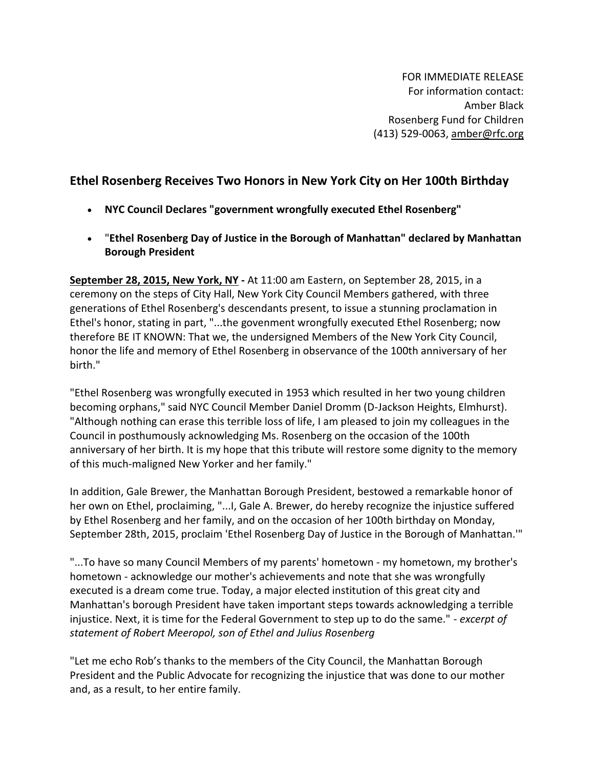FOR IMMEDIATE RELEASE
For information contact:
Amber Black
Rosenberg Fund for Children
(413) 529-0063, amber@rfc.org

## Ethel Rosenberg Receives Two Honors in New York City on Her 100th Birthday

- **NYC Council Declares "government wrongfully executed Ethel Rosenberg"**
- "**Ethel Rosenberg Day of Justice in the Borough of Manhattan" declared by Manhattan Borough President**

**September 28, 2015, New York, NY -** At 11:00 am Eastern, on September 28, 2015, in a ceremony on the steps of City Hall, New York City Council Members gathered, with three generations of Ethel Rosenberg's descendants present, to issue a stunning proclamation in Ethel's honor, stating in part, "...the govenment wrongfully executed Ethel Rosenberg; now therefore BE IT KNOWN: That we, the undersigned Members of the New York City Council, honor the life and memory of Ethel Rosenberg in observance of the 100th anniversary of her birth."

"Ethel Rosenberg was wrongfully executed in 1953 which resulted in her two young children becoming orphans," said NYC Council Member Daniel Dromm (D-Jackson Heights, Elmhurst). "Although nothing can erase this terrible loss of life, I am pleased to join my colleagues in the Council in posthumously acknowledging Ms. Rosenberg on the occasion of the 100th anniversary of her birth. It is my hope that this tribute will restore some dignity to the memory of this much-maligned New Yorker and her family."

In addition, Gale Brewer, the Manhattan Borough President, bestowed a remarkable honor of her own on Ethel, proclaiming, "...I, Gale A. Brewer, do hereby recognize the injustice suffered by Ethel Rosenberg and her family, and on the occasion of her 100th birthday on Monday, September 28th, 2015, proclaim 'Ethel Rosenberg Day of Justice in the Borough of Manhattan.'"

"...To have so many Council Members of my parents' hometown - my hometown, my brother's hometown - acknowledge our mother's achievements and note that she was wrongfully executed is a dream come true. Today, a major elected institution of this great city and Manhattan's borough President have taken important steps towards acknowledging a terrible injustice. Next, it is time for the Federal Government to step up to do the same." - *excerpt of statement of Robert Meeropol, son of Ethel and Julius Rosenberg*

"Let me echo Rob's thanks to the members of the City Council, the Manhattan Borough President and the Public Advocate for recognizing the injustice that was done to our mother and, as a result, to her entire family.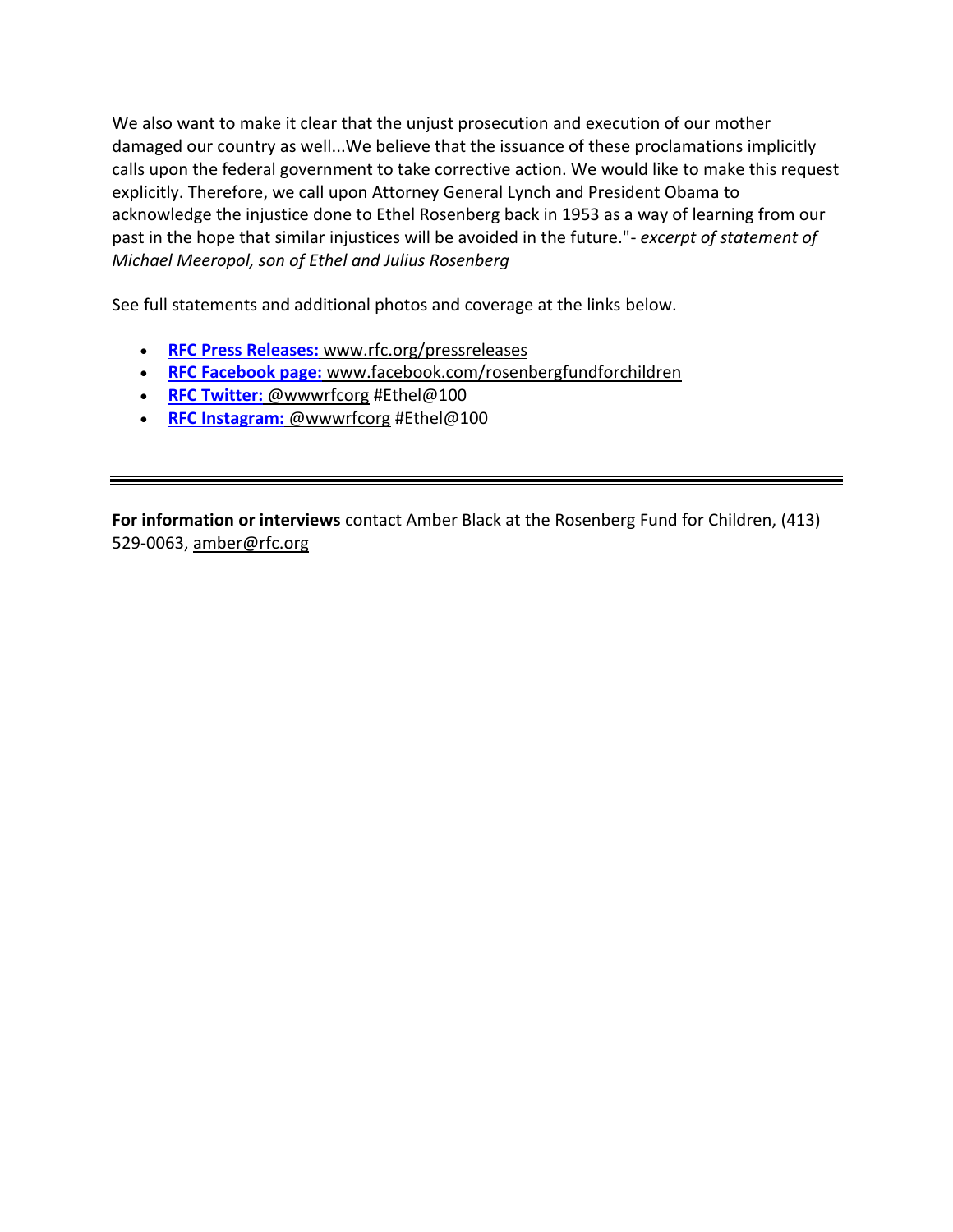We also want to make it clear that the unjust prosecution and execution of our mother damaged our country as well...We believe that the issuance of these proclamations implicitly calls upon the federal government to take corrective action. We would like to make this request explicitly. Therefore, we call upon Attorney General Lynch and President Obama to acknowledge the injustice done to Ethel Rosenberg back in 1953 as a way of learning from our past in the hope that similar injustices will be avoided in the future."- *excerpt of statement of Michael Meeropol, son of Ethel and Julius Rosenberg*

See full statements and additional photos and coverage at the links below.

- **RFC Press Releases:** www.rfc.org/pressreleases
- **RFC Facebook page:** www.facebook.com/rosenbergfundforchildren
- **RFC Twitter:** @wwwrfcorg #Ethel@100
- **RFC Instagram:** @wwwrfcorg #Ethel@100

---

**For information or interviews** contact Amber Black at the Rosenberg Fund for Children, (413) 529-0063, amber@rfc.org